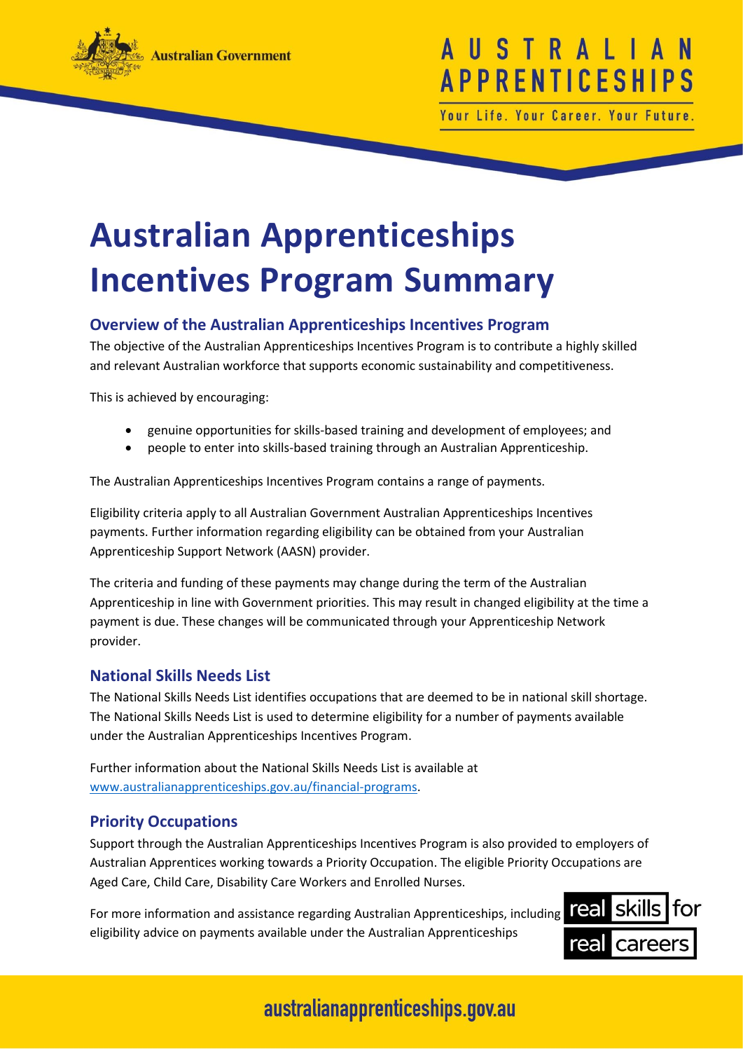# Australian Apprenticeships Incentives Program Summary

## Overview of the Australian Apprenticeships Incentives Program

The objective of the Australian Apprenticeships Incentives Program is to contribute a highly skilled and relevant Australian workforce that supports economic sustainability and competitiveness.

This is achieved by encouraging:

- genuine opportunities for skills-based training and development of employees; and
- people to enter into skills-based training through an Australian Apprenticeship.

The Australian Apprenticeships Incentives Program contains a range of payments.

Eligibility criteria apply to all Australian Government Australian Apprenticeships Incentives payments. Further information regarding eligibility can be obtained from your Australian Apprenticeship Support Network (AASN) provider.

The criteria and funding of these payments may change during the term of the Australian Apprenticeship in line with Government priorities. This may result in changed eligibility at the time a payment is due. These changes will be communicated through your Apprenticeship Network provider.

## National Skills Needs List

The National Skills Needs List identifies occupations that are deemed to be in national skill shortage. The National Skills Needs List is used to determine eligibility for a number of payments available under the Australian Apprenticeships Incentives Program.

Further information about the National Skills Needs List is available at [www.australianapprenticeships.gov.au/financial-programs](www.australianapprenticeships.gov.au/financial-programs).

## Priority Occupations

Support through the Australian Apprenticeships Incentives Program is also provided to employers of Australian Apprentices working towards a Priority Occupation. The eligible Priority Occupations are Aged Care, Child Care, Disability Care Workers and Enrolled Nurses.

For more information and assistance regarding Australian Apprenticeships, including eligibility advice on payments available under the Australian Apprenticeships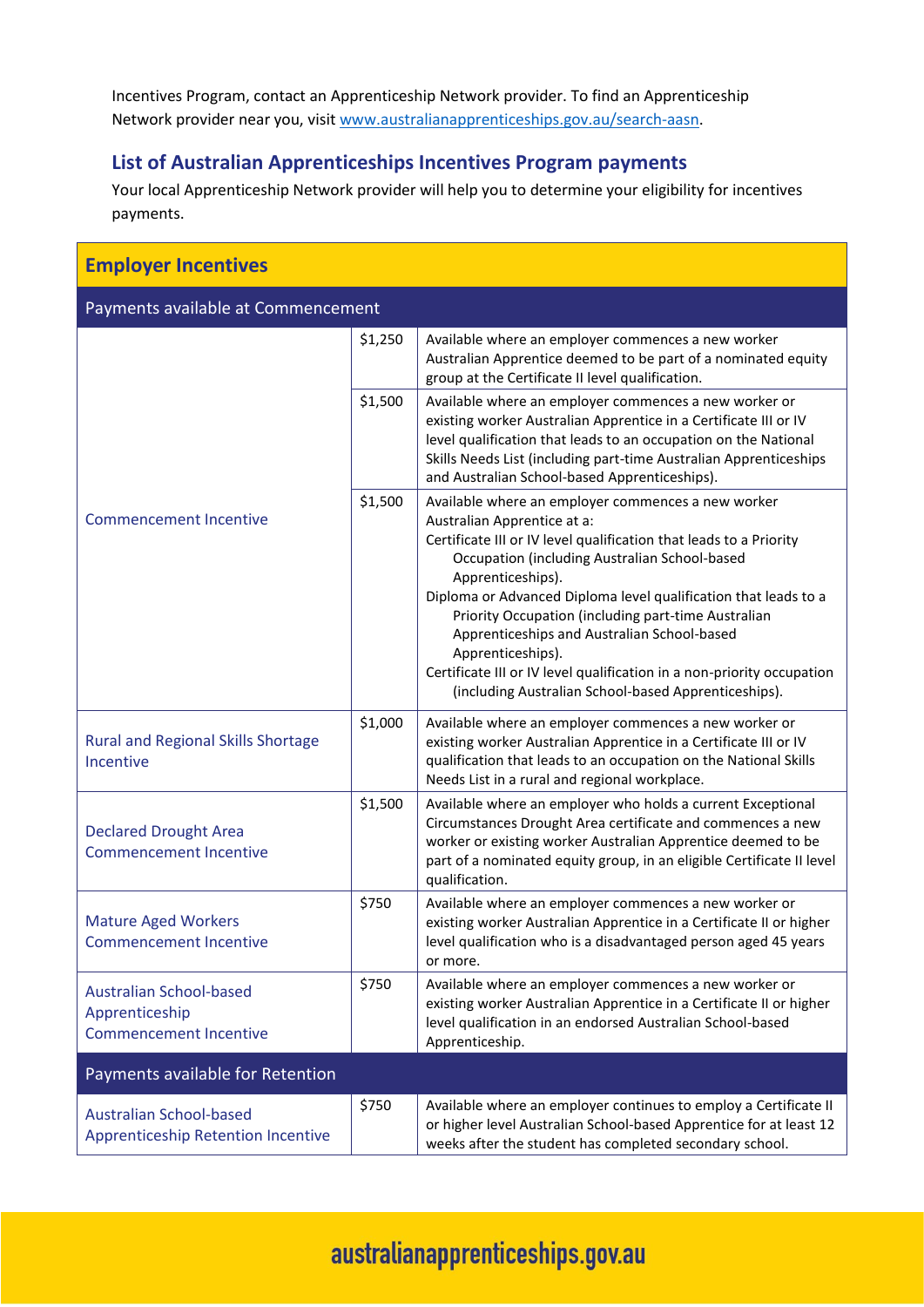Incentives Program, contact an Apprenticeship Network provider. To find an Apprenticeship Network provider near you, visit www.australianapprenticeships.gov.au/search-aasn.

## List of Australian Apprenticeships Incentives Program payments

Your local Apprenticeship Network provider will help you to determine your eligibility for incentives payments.

| Employer Incentives | | |
|---|---|---|
| **Payments available at Commencement** | | |
| Commencement Incentive | $1,250 | Available where an employer commences a new worker Australian Apprentice deemed to be part of a nominated equity group at the Certificate II level qualification. |
| | $1,500 | Available where an employer commences a new worker or existing worker Australian Apprentice in a Certificate III or IV level qualification that leads to an occupation on the National Skills Needs List (including part-time Australian Apprenticeships and Australian School-based Apprenticeships). |
| | $1,500 | Available where an employer commences a new worker Australian Apprentice at a: Certificate III or IV level qualification that leads to a Priority Occupation (including Australian School-based Apprenticeships). Diploma or Advanced Diploma level qualification that leads to a Priority Occupation (including part-time Australian Apprenticeships and Australian School-based Apprenticeships). Certificate III or IV level qualification in a non-priority occupation (including Australian School-based Apprenticeships). |
| Rural and Regional Skills Shortage Incentive | $1,000 | Available where an employer commences a new worker or existing worker Australian Apprentice in a Certificate III or IV qualification that leads to an occupation on the National Skills Needs List in a rural and regional workplace. |
| Declared Drought Area Commencement Incentive | $1,500 | Available where an employer who holds a current Exceptional Circumstances Drought Area certificate and commences a new worker or existing worker Australian Apprentice deemed to be part of a nominated equity group, in an eligible Certificate II level qualification. |
| Mature Aged Workers Commencement Incentive | $750 | Available where an employer commences a new worker or existing worker Australian Apprentice in a Certificate II or higher level qualification who is a disadvantaged person aged 45 years or more. |
| Australian School-based Apprenticeship Commencement Incentive | $750 | Available where an employer commences a new worker or existing worker Australian Apprentice in a Certificate II or higher level qualification in an endorsed Australian School-based Apprenticeship. |
| **Payments available for Retention** | | |
| Australian School-based Apprenticeship Retention Incentive | $750 | Available where an employer continues to employ a Certificate II or higher level Australian School-based Apprentice for at least 12 weeks after the student has completed secondary school. |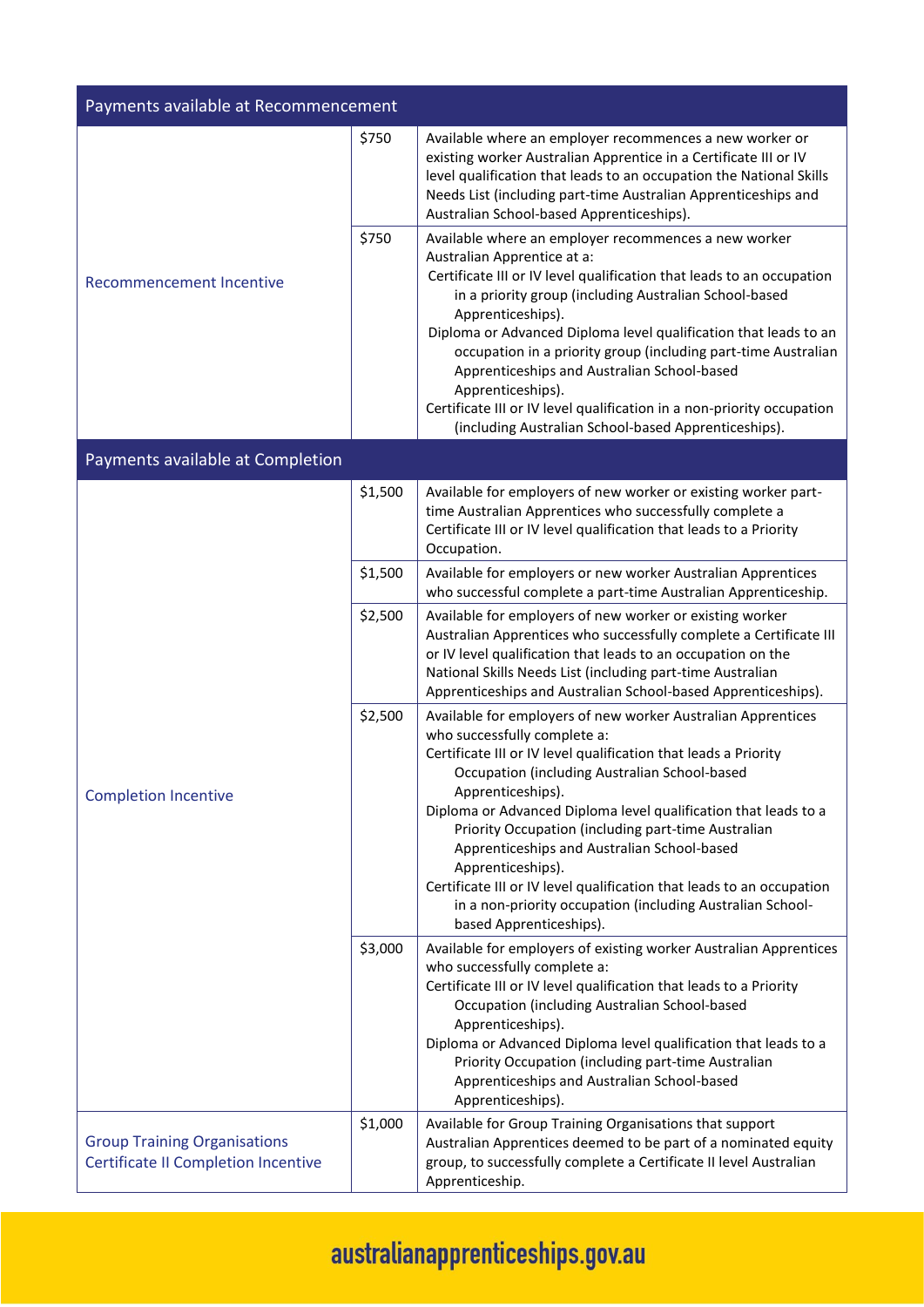| Payments available at Recommencement | | |
|---|---|---|
| Recommencement Incentive | $750 | Available where an employer recommences a new worker or existing worker Australian Apprentice in a Certificate III or IV level qualification that leads to an occupation the National Skills Needs List (including part-time Australian Apprenticeships and Australian School-based Apprenticeships). |
| | $750 | Available where an employer recommences a new worker Australian Apprentice at a:<br>Certificate III or IV level qualification that leads to an occupation in a priority group (including Australian School-based Apprenticeships).<br>Diploma or Advanced Diploma level qualification that leads to an occupation in a priority group (including part-time Australian Apprenticeships and Australian School-based Apprenticeships).<br>Certificate III or IV level qualification in a non-priority occupation (including Australian School-based Apprenticeships). |
| **Payments available at Completion** | | |
| Completion Incentive | $1,500 | Available for employers of new worker or existing worker part-time Australian Apprentices who successfully complete a Certificate III or IV level qualification that leads to a Priority Occupation. |
| | $1,500 | Available for employers or new worker Australian Apprentices who successful complete a part-time Australian Apprenticeship. |
| | $2,500 | Available for employers of new worker or existing worker Australian Apprentices who successfully complete a Certificate III or IV level qualification that leads to an occupation on the National Skills Needs List (including part-time Australian Apprenticeships and Australian School-based Apprenticeships). |
| | $2,500 | Available for employers of new worker Australian Apprentices who successfully complete a:<br>Certificate III or IV level qualification that leads a Priority Occupation (including Australian School-based Apprenticeships).<br>Diploma or Advanced Diploma level qualification that leads to a Priority Occupation (including part-time Australian Apprenticeships and Australian School-based Apprenticeships).<br>Certificate III or IV level qualification that leads to an occupation in a non-priority occupation (including Australian School-based Apprenticeships). |
| | $3,000 | Available for employers of existing worker Australian Apprentices who successfully complete a:<br>Certificate III or IV level qualification that leads to a Priority Occupation (including Australian School-based Apprenticeships).<br>Diploma or Advanced Diploma level qualification that leads to a Priority Occupation (including part-time Australian Apprenticeships and Australian School-based Apprenticeships). |
| Group Training Organisations Certificate II Completion Incentive | $1,000 | Available for Group Training Organisations that support Australian Apprentices deemed to be part of a nominated equity group, to successfully complete a Certificate II level Australian Apprenticeship. |

australianapprenticeships.gov.au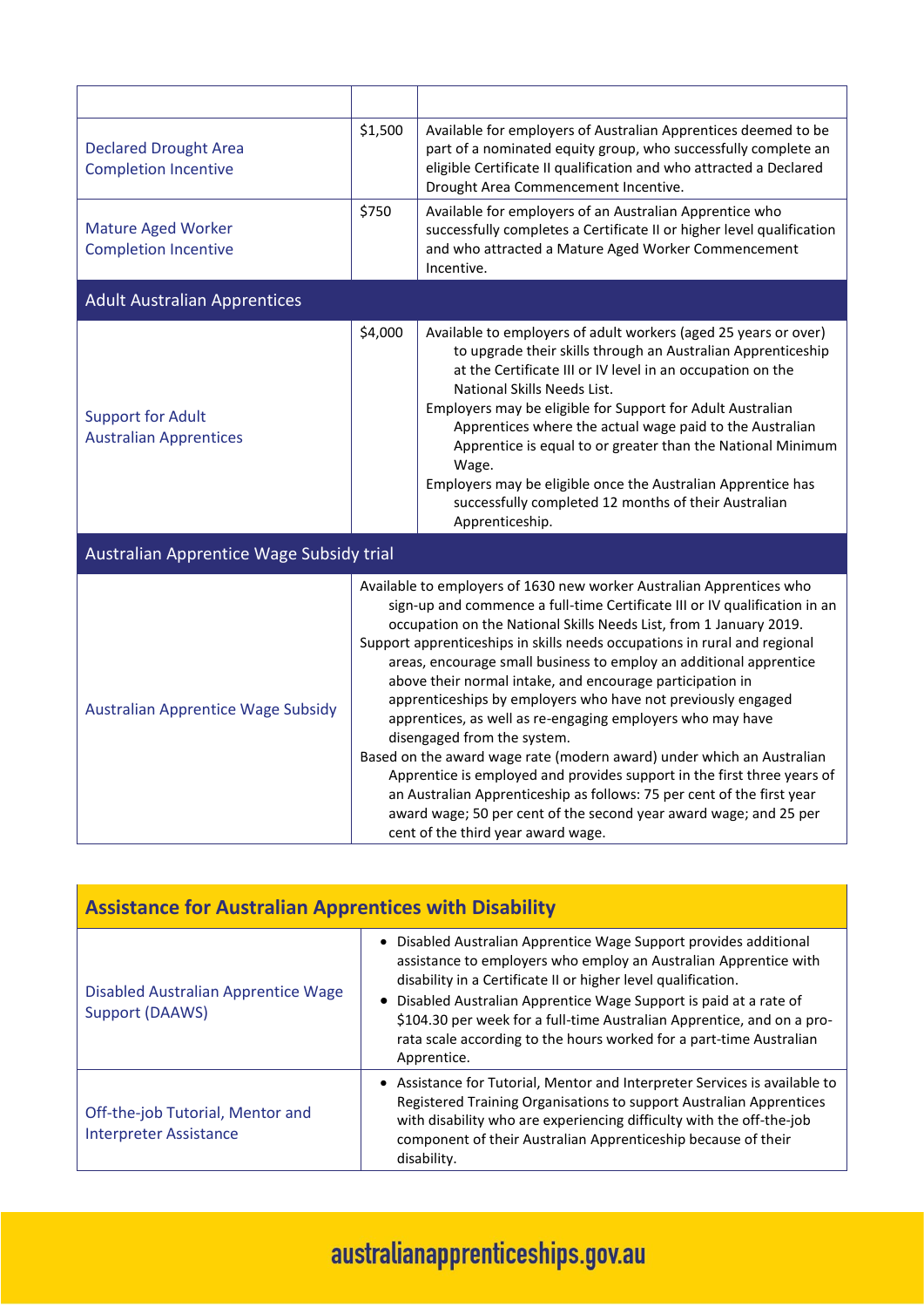| | | |
|---|---|---|
| Declared Drought Area Completion Incentive | $1,500 | Available for employers of Australian Apprentices deemed to be part of a nominated equity group, who successfully complete an eligible Certificate II qualification and who attracted a Declared Drought Area Commencement Incentive. |
| Mature Aged Worker Completion Incentive | $750 | Available for employers of an Australian Apprentice who successfully completes a Certificate II or higher level qualification and who attracted a Mature Aged Worker Commencement Incentive. |
| **Adult Australian Apprentices** | | |
| Support for Adult Australian Apprentices | $4,000 | Available to employers of adult workers (aged 25 years or over) to upgrade their skills through an Australian Apprenticeship at the Certificate III or IV level in an occupation on the National Skills Needs List.<br>Employers may be eligible for Support for Adult Australian Apprentices where the actual wage paid to the Australian Apprentice is equal to or greater than the National Minimum Wage.<br>Employers may be eligible once the Australian Apprentice has successfully completed 12 months of their Australian Apprenticeship. |
| **Australian Apprentice Wage Subsidy trial** | | |
| Australian Apprentice Wage Subsidy | Available to employers of 1630 new worker Australian Apprentices who sign-up and commence a full-time Certificate III or IV qualification in an occupation on the National Skills Needs List, from 1 January 2019.<br>Support apprenticeships in skills needs occupations in rural and regional areas, encourage small business to employ an additional apprentice above their normal intake, and encourage participation in apprenticeships by employers who have not previously engaged apprentices, as well as re-engaging employers who may have disengaged from the system.<br>Based on the award wage rate (modern award) under which an Australian Apprentice is employed and provides support in the first three years of an Australian Apprenticeship as follows: 75 per cent of the first year award wage; 50 per cent of the second year award wage; and 25 per cent of the third year award wage. | |

| **Assistance for Australian Apprentices with Disability** | |
|---|---|
| Disabled Australian Apprentice Wage Support (DAAWS) | • Disabled Australian Apprentice Wage Support provides additional assistance to employers who employ an Australian Apprentice with disability in a Certificate II or higher level qualification.<br>• Disabled Australian Apprentice Wage Support is paid at a rate of $104.30 per week for a full-time Australian Apprentice, and on a pro-rata scale according to the hours worked for a part-time Australian Apprentice. |
| Off-the-job Tutorial, Mentor and Interpreter Assistance | • Assistance for Tutorial, Mentor and Interpreter Services is available to Registered Training Organisations to support Australian Apprentices with disability who are experiencing difficulty with the off-the-job component of their Australian Apprenticeship because of their disability. |

australianapprenticeships.gov.au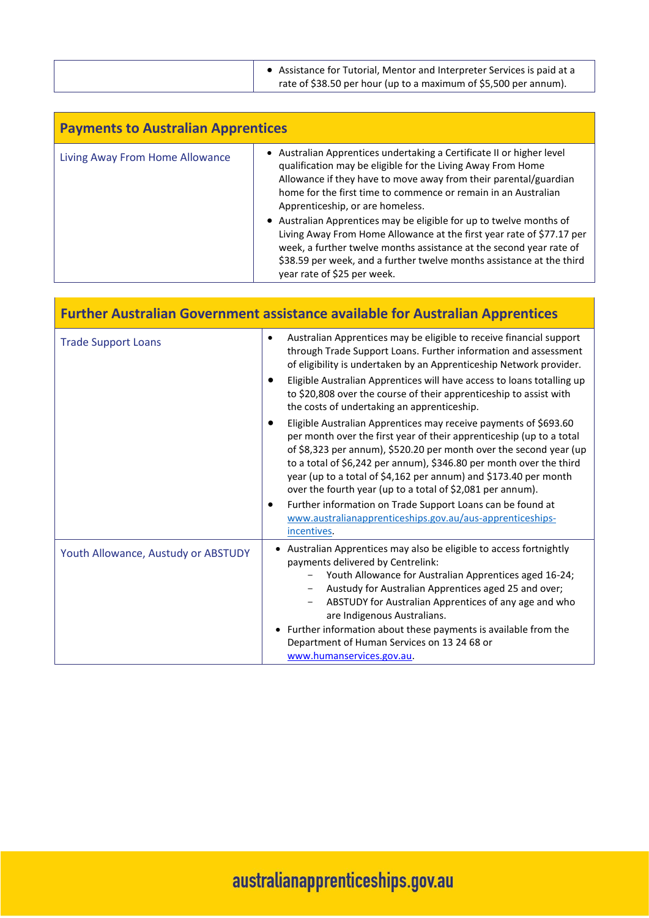| | |
|---|---|
| | • Assistance for Tutorial, Mentor and Interpreter Services is paid at a rate of $38.50 per hour (up to a maximum of $5,500 per annum). |

| Payments to Australian Apprentices | |
|---|---|
| Living Away From Home Allowance | • Australian Apprentices undertaking a Certificate II or higher level qualification may be eligible for the Living Away From Home Allowance if they have to move away from their parental/guardian home for the first time to commence or remain in an Australian Apprenticeship, or are homeless.<br>• Australian Apprentices may be eligible for up to twelve months of Living Away From Home Allowance at the first year rate of $77.17 per week, a further twelve months assistance at the second year rate of $38.59 per week, and a further twelve months assistance at the third year rate of $25 per week. |

| Further Australian Government assistance available for Australian Apprentices | |
|---|---|
| Trade Support Loans | • Australian Apprentices may be eligible to receive financial support through Trade Support Loans. Further information and assessment of eligibility is undertaken by an Apprenticeship Network provider.<br>• Eligible Australian Apprentices will have access to loans totalling up to $20,808 over the course of their apprenticeship to assist with the costs of undertaking an apprenticeship.<br>• Eligible Australian Apprentices may receive payments of $693.60 per month over the first year of their apprenticeship (up to a total of $8,323 per annum), $520.20 per month over the second year (up to a total of $6,242 per annum), $346.80 per month over the third year (up to a total of $4,162 per annum) and $173.40 per month over the fourth year (up to a total of $2,081 per annum).<br>• Further information on Trade Support Loans can be found at www.australianapprenticeships.gov.au/aus-apprenticeships-incentives. |
| Youth Allowance, Austudy or ABSTUDY | • Australian Apprentices may also be eligible to access fortnightly payments delivered by Centrelink:<br>− Youth Allowance for Australian Apprentices aged 16-24;<br>− Austudy for Australian Apprentices aged 25 and over;<br>− ABSTUDY for Australian Apprentices of any age and who are Indigenous Australians.<br>• Further information about these payments is available from the Department of Human Services on 13 24 68 or www.humanservices.gov.au. |